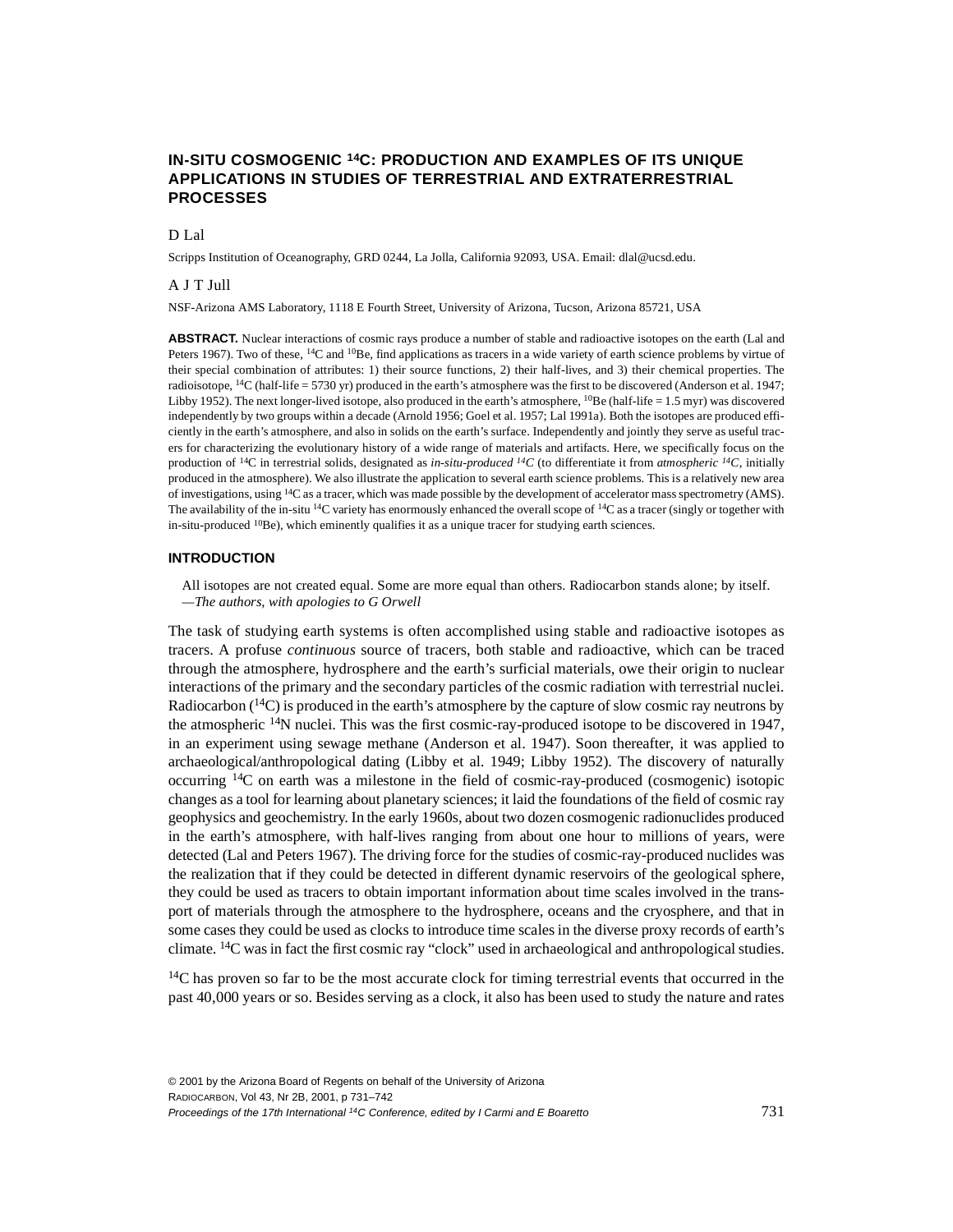# IN-SITU COSMOGENIC $^{14}$C: PRODUCTION AND EXAMPLES OF ITS UNIQUE APPLICATIONS IN STUDIES OF TERRESTRIAL AND EXTRATERRESTRIAL PROCESSES

D Lal

Scripps Institution of Oceanography, GRD 0244, La Jolla, California 92093, USA. Email: dlal@ucsd.edu.

A J T Jull

NSF-Arizona AMS Laboratory, 1118 E Fourth Street, University of Arizona, Tucson, Arizona 85721, USA

**ABSTRACT.** Nuclear interactions of cosmic rays produce a number of stable and radioactive isotopes on the earth (Lal and Peters 1967). Two of these, $^{14}$C and $^{10}$Be, find applications as tracers in a wide variety of earth science problems by virtue of their special combination of attributes: 1) their source functions, 2) their half-lives, and 3) their chemical properties. The radioisotope, $^{14}$C (half-life = 5730 yr) produced in the earth's atmosphere was the first to be discovered (Anderson et al. 1947; Libby 1952). The next longer-lived isotope, also produced in the earth's atmosphere, $^{10}$Be (half-life = 1.5 myr) was discovered independently by two groups within a decade (Arnold 1956; Goel et al. 1957; Lal 1991a). Both the isotopes are produced efficiently in the earth's atmosphere, and also in solids on the earth's surface. Independently and jointly they serve as useful tracers for characterizing the evolutionary history of a wide range of materials and artifacts. Here, we specifically focus on the production of $^{14}$C in terrestrial solids, designated as *in-situ-produced $^{14}$C* (to differentiate it from *atmospheric $^{14}$C*, initially produced in the atmosphere). We also illustrate the application to several earth science problems. This is a relatively new area of investigations, using $^{14}$C as a tracer, which was made possible by the development of accelerator mass spectrometry (AMS). The availability of the in-situ $^{14}$C variety has enormously enhanced the overall scope of $^{14}$C as a tracer (singly or together with in-situ-produced $^{10}$Be), which eminently qualifies it as a unique tracer for studying earth sciences.

## INTRODUCTION

> All isotopes are not created equal. Some are more equal than others. Radiocarbon stands alone; by itself.
> —*The authors, with apologies to G Orwell*

The task of studying earth systems is often accomplished using stable and radioactive isotopes as tracers. A profuse *continuous* source of tracers, both stable and radioactive, which can be traced through the atmosphere, hydrosphere and the earth's surficial materials, owe their origin to nuclear interactions of the primary and the secondary particles of the cosmic radiation with terrestrial nuclei. Radiocarbon ($^{14}$C) is produced in the earth's atmosphere by the capture of slow cosmic ray neutrons by the atmospheric $^{14}$N nuclei. This was the first cosmic-ray-produced isotope to be discovered in 1947, in an experiment using sewage methane (Anderson et al. 1947). Soon thereafter, it was applied to archaeological/anthropological dating (Libby et al. 1949; Libby 1952). The discovery of naturally occurring $^{14}$C on earth was a milestone in the field of cosmic-ray-produced (cosmogenic) isotopic changes as a tool for learning about planetary sciences; it laid the foundations of the field of cosmic ray geophysics and geochemistry. In the early 1960s, about two dozen cosmogenic radionuclides produced in the earth's atmosphere, with half-lives ranging from about one hour to millions of years, were detected (Lal and Peters 1967). The driving force for the studies of cosmic-ray-produced nuclides was the realization that if they could be detected in different dynamic reservoirs of the geological sphere, they could be used as tracers to obtain important information about time scales involved in the transport of materials through the atmosphere to the hydrosphere, oceans and the cryosphere, and that in some cases they could be used as clocks to introduce time scales in the diverse proxy records of earth's climate. $^{14}$C was in fact the first cosmic ray "clock" used in archaeological and anthropological studies.

$^{14}$C has proven so far to be the most accurate clock for timing terrestrial events that occurred in the past 40,000 years or so. Besides serving as a clock, it also has been used to study the nature and rates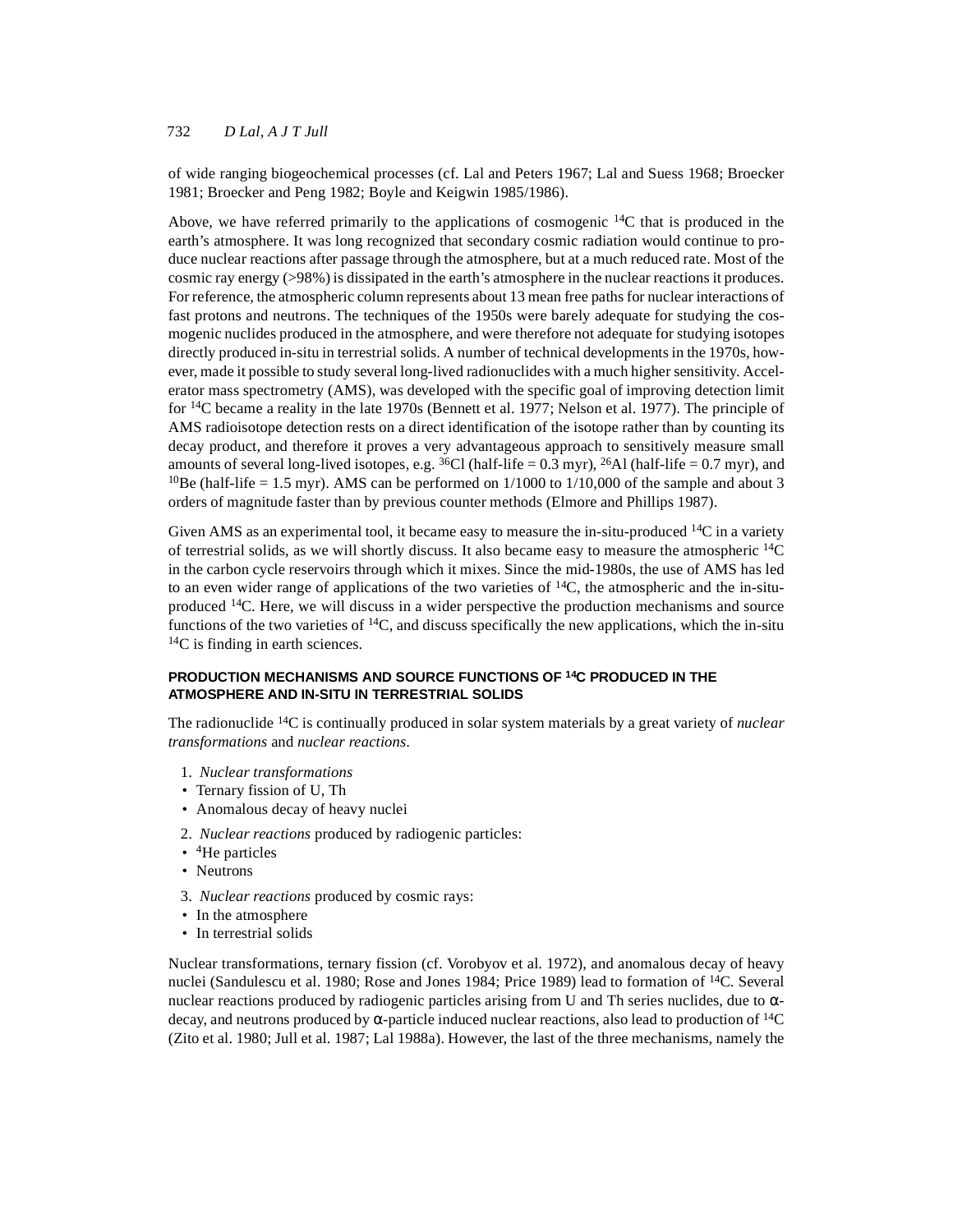of wide ranging biogeochemical processes (cf. Lal and Peters 1967; Lal and Suess 1968; Broecker 1981; Broecker and Peng 1982; Boyle and Keigwin 1985/1986).

Above, we have referred primarily to the applications of cosmogenic $^{14}C$ that is produced in the earth's atmosphere. It was long recognized that secondary cosmic radiation would continue to produce nuclear reactions after passage through the atmosphere, but at a much reduced rate. Most of the cosmic ray energy (>98%) is dissipated in the earth's atmosphere in the nuclear reactions it produces. For reference, the atmospheric column represents about 13 mean free paths for nuclear interactions of fast protons and neutrons. The techniques of the 1950s were barely adequate for studying the cosmogenic nuclides produced in the atmosphere, and were therefore not adequate for studying isotopes directly produced in-situ in terrestrial solids. A number of technical developments in the 1970s, however, made it possible to study several long-lived radionuclides with a much higher sensitivity. Accelerator mass spectrometry (AMS), was developed with the specific goal of improving detection limit for $^{14}C$ became a reality in the late 1970s (Bennett et al. 1977; Nelson et al. 1977). The principle of AMS radioisotope detection rests on a direct identification of the isotope rather than by counting its decay product, and therefore it proves a very advantageous approach to sensitively measure small amounts of several long-lived isotopes, e.g. $^{36}Cl$ (half-life = 0.3 myr), $^{26}Al$ (half-life = 0.7 myr), and $^{10}Be$ (half-life = 1.5 myr). AMS can be performed on 1/1000 to 1/10,000 of the sample and about 3 orders of magnitude faster than by previous counter methods (Elmore and Phillips 1987).

Given AMS as an experimental tool, it became easy to measure the in-situ-produced $^{14}C$ in a variety of terrestrial solids, as we will shortly discuss. It also became easy to measure the atmospheric $^{14}C$ in the carbon cycle reservoirs through which it mixes. Since the mid-1980s, the use of AMS has led to an even wider range of applications of the two varieties of $^{14}C$, the atmospheric and the in-situ-produced $^{14}C$. Here, we will discuss in a wider perspective the production mechanisms and source functions of the two varieties of $^{14}C$, and discuss specifically the new applications, which the in-situ $^{14}C$ is finding in earth sciences.

## PRODUCTION MECHANISMS AND SOURCE FUNCTIONS OF $^{14}C$ PRODUCED IN THE ATMOSPHERE AND IN-SITU IN TERRESTRIAL SOLIDS

The radionuclide $^{14}C$ is continually produced in solar system materials by a great variety of *nuclear transformations* and *nuclear reactions*.

1. *Nuclear transformations*
   - Ternary fission of U, Th
   - Anomalous decay of heavy nuclei
2. *Nuclear reactions* produced by radiogenic particles:
   - $^{4}He$ particles
   - Neutrons
3. *Nuclear reactions* produced by cosmic rays:
   - In the atmosphere
   - In terrestrial solids

Nuclear transformations, ternary fission (cf. Vorobyov et al. 1972), and anomalous decay of heavy nuclei (Sandulescu et al. 1980; Rose and Jones 1984; Price 1989) lead to formation of $^{14}C$. Several nuclear reactions produced by radiogenic particles arising from U and Th series nuclides, due to $\alpha$-decay, and neutrons produced by $\alpha$-particle induced nuclear reactions, also lead to production of $^{14}C$ (Zito et al. 1980; Jull et al. 1987; Lal 1988a). However, the last of the three mechanisms, namely the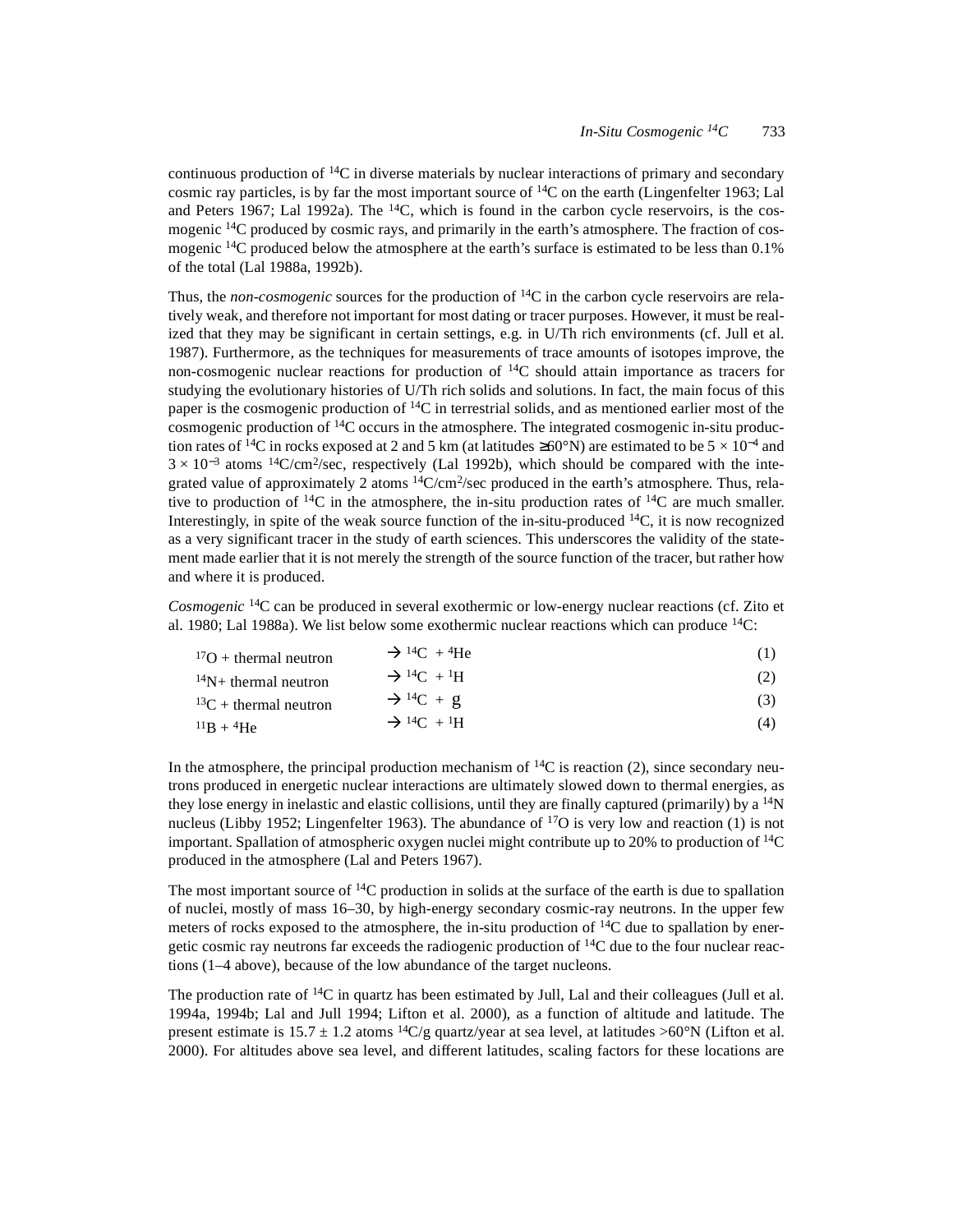continuous production of $^{14}C$ in diverse materials by nuclear interactions of primary and secondary cosmic ray particles, is by far the most important source of $^{14}C$ on the earth (Lingenfelter 1963; Lal and Peters 1967; Lal 1992a). The $^{14}C$, which is found in the carbon cycle reservoirs, is the cosmogenic $^{14}C$ produced by cosmic rays, and primarily in the earth's atmosphere. The fraction of cosmogenic $^{14}C$ produced below the atmosphere at the earth's surface is estimated to be less than 0.1% of the total (Lal 1988a, 1992b).

Thus, the *non-cosmogenic* sources for the production of $^{14}C$ in the carbon cycle reservoirs are relatively weak, and therefore not important for most dating or tracer purposes. However, it must be realized that they may be significant in certain settings, e.g. in U/Th rich environments (cf. Jull et al. 1987). Furthermore, as the techniques for measurements of trace amounts of isotopes improve, the non-cosmogenic nuclear reactions for production of $^{14}C$ should attain importance as tracers for studying the evolutionary histories of U/Th rich solids and solutions. In fact, the main focus of this paper is the cosmogenic production of $^{14}C$ in terrestrial solids, and as mentioned earlier most of the cosmogenic production of $^{14}C$ occurs in the atmosphere. The integrated cosmogenic in-situ production rates of $^{14}C$ in rocks exposed at 2 and 5 km (at latitudes ≥60°N) are estimated to be $5 \times 10^{-4}$ and $3 \times 10^{-3}$ atoms $^{14}C/cm^2/sec$, respectively (Lal 1992b), which should be compared with the integrated value of approximately 2 atoms $^{14}C/cm^2/sec$ produced in the earth's atmosphere. Thus, relative to production of $^{14}C$ in the atmosphere, the in-situ production rates of $^{14}C$ are much smaller. Interestingly, in spite of the weak source function of the in-situ-produced $^{14}C$, it is now recognized as a very significant tracer in the study of earth sciences. This underscores the validity of the statement made earlier that it is not merely the strength of the source function of the tracer, but rather how and where it is produced.

*Cosmogenic* $^{14}C$ can be produced in several exothermic or low-energy nuclear reactions (cf. Zito et al. 1980; Lal 1988a). We list below some exothermic nuclear reactions which can produce $^{14}C$:

$$^{17}O + \text{thermal neutron} \rightarrow {}^{14}C + {}^{4}He \quad (1)$$

$$^{14}N + \text{thermal neutron} \rightarrow {}^{14}C + {}^{1}H \quad (2)$$

$$^{13}C + \text{thermal neutron} \rightarrow {}^{14}C + g \quad (3)$$

$$^{11}B + {}^{4}He \rightarrow {}^{14}C + {}^{1}H \quad (4)$$

In the atmosphere, the principal production mechanism of $^{14}C$ is reaction (2), since secondary neutrons produced in energetic nuclear interactions are ultimately slowed down to thermal energies, as they lose energy in inelastic and elastic collisions, until they are finally captured (primarily) by a $^{14}N$ nucleus (Libby 1952; Lingenfelter 1963). The abundance of $^{17}O$ is very low and reaction (1) is not important. Spallation of atmospheric oxygen nuclei might contribute up to 20% to production of $^{14}C$ produced in the atmosphere (Lal and Peters 1967).

The most important source of $^{14}C$ production in solids at the surface of the earth is due to spallation of nuclei, mostly of mass 16–30, by high-energy secondary cosmic-ray neutrons. In the upper few meters of rocks exposed to the atmosphere, the in-situ production of $^{14}C$ due to spallation by energetic cosmic ray neutrons far exceeds the radiogenic production of $^{14}C$ due to the four nuclear reactions (1–4 above), because of the low abundance of the target nucleons.

The production rate of $^{14}C$ in quartz has been estimated by Jull, Lal and their colleagues (Jull et al. 1994a, 1994b; Lal and Jull 1994; Lifton et al. 2000), as a function of altitude and latitude. The present estimate is 15.7 ± 1.2 atoms $^{14}C$/g quartz/year at sea level, at latitudes >60°N (Lifton et al. 2000). For altitudes above sea level, and different latitudes, scaling factors for these locations are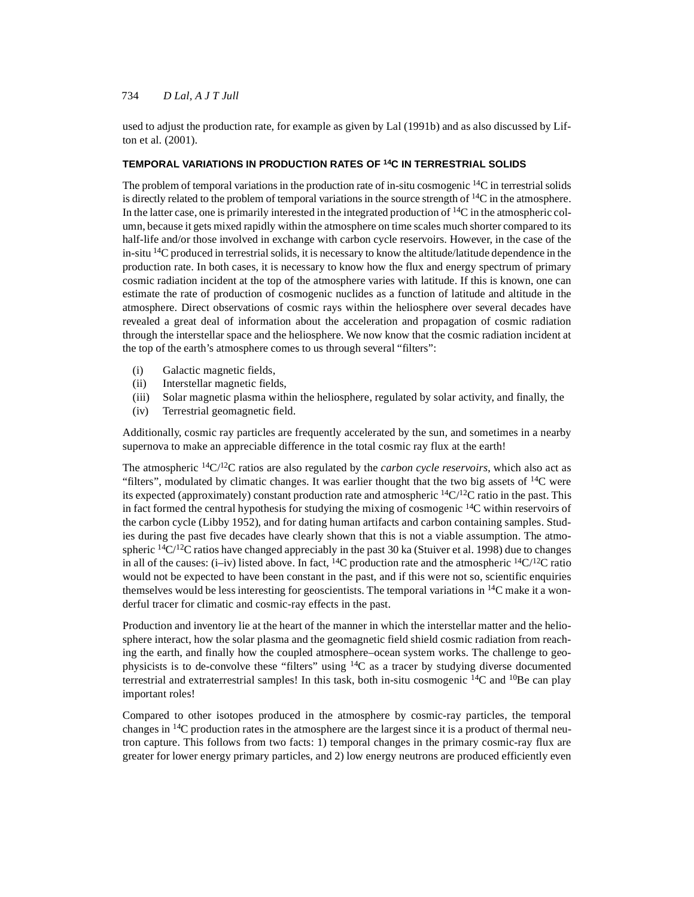used to adjust the production rate, for example as given by Lal (1991b) and as also discussed by Lifton et al. (2001).

## TEMPORAL VARIATIONS IN PRODUCTION RATES OF $^{14}C$ IN TERRESTRIAL SOLIDS

The problem of temporal variations in the production rate of in-situ cosmogenic $^{14}C$ in terrestrial solids is directly related to the problem of temporal variations in the source strength of $^{14}C$ in the atmosphere. In the latter case, one is primarily interested in the integrated production of $^{14}C$ in the atmospheric column, because it gets mixed rapidly within the atmosphere on time scales much shorter compared to its half-life and/or those involved in exchange with carbon cycle reservoirs. However, in the case of the in-situ $^{14}C$ produced in terrestrial solids, it is necessary to know the altitude/latitude dependence in the production rate. In both cases, it is necessary to know how the flux and energy spectrum of primary cosmic radiation incident at the top of the atmosphere varies with latitude. If this is known, one can estimate the rate of production of cosmogenic nuclides as a function of latitude and altitude in the atmosphere. Direct observations of cosmic rays within the heliosphere over several decades have revealed a great deal of information about the acceleration and propagation of cosmic radiation through the interstellar space and the heliosphere. We now know that the cosmic radiation incident at the top of the earth's atmosphere comes to us through several "filters":

(i) Galactic magnetic fields,
(ii) Interstellar magnetic fields,
(iii) Solar magnetic plasma within the heliosphere, regulated by solar activity, and finally, the
(iv) Terrestrial geomagnetic field.

Additionally, cosmic ray particles are frequently accelerated by the sun, and sometimes in a nearby supernova to make an appreciable difference in the total cosmic ray flux at the earth!

The atmospheric $^{14}C/^{12}C$ ratios are also regulated by the *carbon cycle reservoirs*, which also act as "filters", modulated by climatic changes. It was earlier thought that the two big assets of $^{14}C$ were its expected (approximately) constant production rate and atmospheric $^{14}C/^{12}C$ ratio in the past. This in fact formed the central hypothesis for studying the mixing of cosmogenic $^{14}C$ within reservoirs of the carbon cycle (Libby 1952), and for dating human artifacts and carbon containing samples. Studies during the past five decades have clearly shown that this is not a viable assumption. The atmospheric $^{14}C/^{12}C$ ratios have changed appreciably in the past 30 ka (Stuiver et al. 1998) due to changes in all of the causes: (i–iv) listed above. In fact, $^{14}C$ production rate and the atmospheric $^{14}C/^{12}C$ ratio would not be expected to have been constant in the past, and if this were not so, scientific enquiries themselves would be less interesting for geoscientists. The temporal variations in $^{14}C$ make it a wonderful tracer for climatic and cosmic-ray effects in the past.

Production and inventory lie at the heart of the manner in which the interstellar matter and the heliosphere interact, how the solar plasma and the geomagnetic field shield cosmic radiation from reaching the earth, and finally how the coupled atmosphere–ocean system works. The challenge to geophysicists is to de-convolve these "filters" using $^{14}C$ as a tracer by studying diverse documented terrestrial and extraterrestrial samples! In this task, both in-situ cosmogenic $^{14}C$ and $^{10}Be$ can play important roles!

Compared to other isotopes produced in the atmosphere by cosmic-ray particles, the temporal changes in $^{14}C$ production rates in the atmosphere are the largest since it is a product of thermal neutron capture. This follows from two facts: 1) temporal changes in the primary cosmic-ray flux are greater for lower energy primary particles, and 2) low energy neutrons are produced efficiently even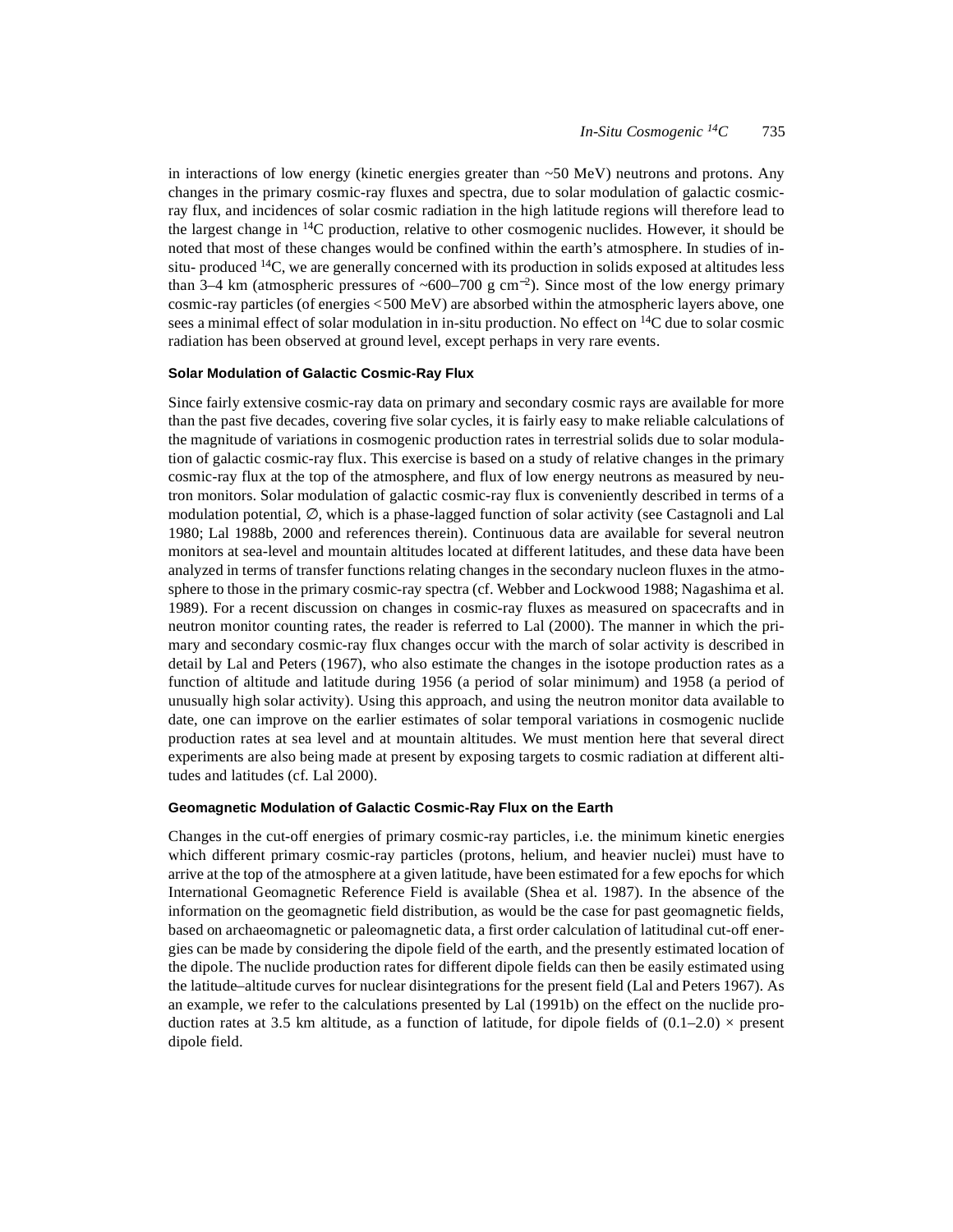in interactions of low energy (kinetic energies greater than ~50 MeV) neutrons and protons. Any changes in the primary cosmic-ray fluxes and spectra, due to solar modulation of galactic cosmic-ray flux, and incidences of solar cosmic radiation in the high latitude regions will therefore lead to the largest change in $^{14}C$ production, relative to other cosmogenic nuclides. However, it should be noted that most of these changes would be confined within the earth's atmosphere. In studies of in-situ- produced $^{14}C$, we are generally concerned with its production in solids exposed at altitudes less than 3–4 km (atmospheric pressures of ~600–700 g cm$^{-2}$). Since most of the low energy primary cosmic-ray particles (of energies <500 MeV) are absorbed within the atmospheric layers above, one sees a minimal effect of solar modulation in in-situ production. No effect on $^{14}C$ due to solar cosmic radiation has been observed at ground level, except perhaps in very rare events.

### Solar Modulation of Galactic Cosmic-Ray Flux

Since fairly extensive cosmic-ray data on primary and secondary cosmic rays are available for more than the past five decades, covering five solar cycles, it is fairly easy to make reliable calculations of the magnitude of variations in cosmogenic production rates in terrestrial solids due to solar modulation of galactic cosmic-ray flux. This exercise is based on a study of relative changes in the primary cosmic-ray flux at the top of the atmosphere, and flux of low energy neutrons as measured by neutron monitors. Solar modulation of galactic cosmic-ray flux is conveniently described in terms of a modulation potential, $\varnothing$, which is a phase-lagged function of solar activity (see Castagnoli and Lal 1980; Lal 1988b, 2000 and references therein). Continuous data are available for several neutron monitors at sea-level and mountain altitudes located at different latitudes, and these data have been analyzed in terms of transfer functions relating changes in the secondary nucleon fluxes in the atmosphere to those in the primary cosmic-ray spectra (cf. Webber and Lockwood 1988; Nagashima et al. 1989). For a recent discussion on changes in cosmic-ray fluxes as measured on spacecrafts and in neutron monitor counting rates, the reader is referred to Lal (2000). The manner in which the primary and secondary cosmic-ray flux changes occur with the march of solar activity is described in detail by Lal and Peters (1967), who also estimate the changes in the isotope production rates as a function of altitude and latitude during 1956 (a period of solar minimum) and 1958 (a period of unusually high solar activity). Using this approach, and using the neutron monitor data available to date, one can improve on the earlier estimates of solar temporal variations in cosmogenic nuclide production rates at sea level and at mountain altitudes. We must mention here that several direct experiments are also being made at present by exposing targets to cosmic radiation at different altitudes and latitudes (cf. Lal 2000).

### Geomagnetic Modulation of Galactic Cosmic-Ray Flux on the Earth

Changes in the cut-off energies of primary cosmic-ray particles, i.e. the minimum kinetic energies which different primary cosmic-ray particles (protons, helium, and heavier nuclei) must have to arrive at the top of the atmosphere at a given latitude, have been estimated for a few epochs for which International Geomagnetic Reference Field is available (Shea et al. 1987). In the absence of the information on the geomagnetic field distribution, as would be the case for past geomagnetic fields, based on archaeomagnetic or paleomagnetic data, a first order calculation of latitudinal cut-off energies can be made by considering the dipole field of the earth, and the presently estimated location of the dipole. The nuclide production rates for different dipole fields can then be easily estimated using the latitude–altitude curves for nuclear disintegrations for the present field (Lal and Peters 1967). As an example, we refer to the calculations presented by Lal (1991b) on the effect on the nuclide production rates at 3.5 km altitude, as a function of latitude, for dipole fields of $(0.1–2.0) \times$ present dipole field.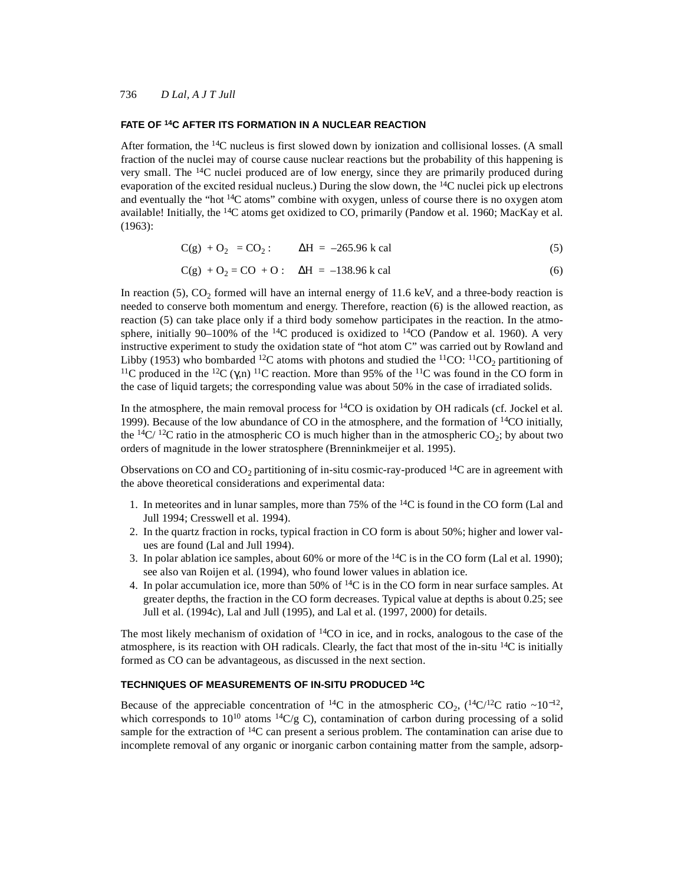## FATE OF $^{14}C$ AFTER ITS FORMATION IN A NUCLEAR REACTION

After formation, the $^{14}C$ nucleus is first slowed down by ionization and collisional losses. (A small fraction of the nuclei may of course cause nuclear reactions but the probability of this happening is very small. The $^{14}C$ nuclei produced are of low energy, since they are primarily produced during evaporation of the excited residual nucleus.) During the slow down, the $^{14}C$ nuclei pick up electrons and eventually the "hot $^{14}C$ atoms" combine with oxygen, unless of course there is no oxygen atom available! Initially, the $^{14}C$ atoms get oxidized to CO, primarily (Pandow et al. 1960; MacKay et al. (1963):

$$C(g) + O_2 = CO_2 : \quad \Delta H = -265.96 \text{ k cal} \tag{5}$$

$$C(g) + O_2 = CO + O : \quad \Delta H = -138.96 \text{ k cal} \tag{6}$$

In reaction (5), $CO_2$ formed will have an internal energy of 11.6 keV, and a three-body reaction is needed to conserve both momentum and energy. Therefore, reaction (6) is the allowed reaction, as reaction (5) can take place only if a third body somehow participates in the reaction. In the atmosphere, initially 90–100% of the $^{14}C$ produced is oxidized to $^{14}CO$ (Pandow et al. 1960). A very instructive experiment to study the oxidation state of "hot atom C" was carried out by Rowland and Libby (1953) who bombarded $^{12}C$ atoms with photons and studied the $^{11}CO$: $^{11}CO_2$ partitioning of $^{11}C$ produced in the $^{12}C$ ($\gamma$,n) $^{11}C$ reaction. More than 95% of the $^{11}C$ was found in the CO form in the case of liquid targets; the corresponding value was about 50% in the case of irradiated solids.

In the atmosphere, the main removal process for $^{14}CO$ is oxidation by OH radicals (cf. Jockel et al. 1999). Because of the low abundance of CO in the atmosphere, and the formation of $^{14}CO$ initially, the $^{14}C$/ $^{12}C$ ratio in the atmospheric CO is much higher than in the atmospheric $CO_2$; by about two orders of magnitude in the lower stratosphere (Brenninkmeijer et al. 1995).

Observations on CO and $CO_2$ partitioning of in-situ cosmic-ray-produced $^{14}C$ are in agreement with the above theoretical considerations and experimental data:

1. In meteorites and in lunar samples, more than 75% of the $^{14}C$ is found in the CO form (Lal and Jull 1994; Cresswell et al. 1994).
2. In the quartz fraction in rocks, typical fraction in CO form is about 50%; higher and lower values are found (Lal and Jull 1994).
3. In polar ablation ice samples, about 60% or more of the $^{14}C$ is in the CO form (Lal et al. 1990); see also van Roijen et al. (1994), who found lower values in ablation ice.
4. In polar accumulation ice, more than 50% of $^{14}C$ is in the CO form in near surface samples. At greater depths, the fraction in the CO form decreases. Typical value at depths is about 0.25; see Jull et al. (1994c), Lal and Jull (1995), and Lal et al. (1997, 2000) for details.

The most likely mechanism of oxidation of $^{14}CO$ in ice, and in rocks, analogous to the case of the atmosphere, is its reaction with OH radicals. Clearly, the fact that most of the in-situ $^{14}C$ is initially formed as CO can be advantageous, as discussed in the next section.

## TECHNIQUES OF MEASUREMENTS OF IN-SITU PRODUCED $^{14}C$

Because of the appreciable concentration of $^{14}C$ in the atmospheric $CO_2$, ($^{14}C/^{12}C$ ratio ~$10^{-12}$, which corresponds to $10^{10}$ atoms $^{14}C$/g C), contamination of carbon during processing of a solid sample for the extraction of $^{14}C$ can present a serious problem. The contamination can arise due to incomplete removal of any organic or inorganic carbon containing matter from the sample, adsorp-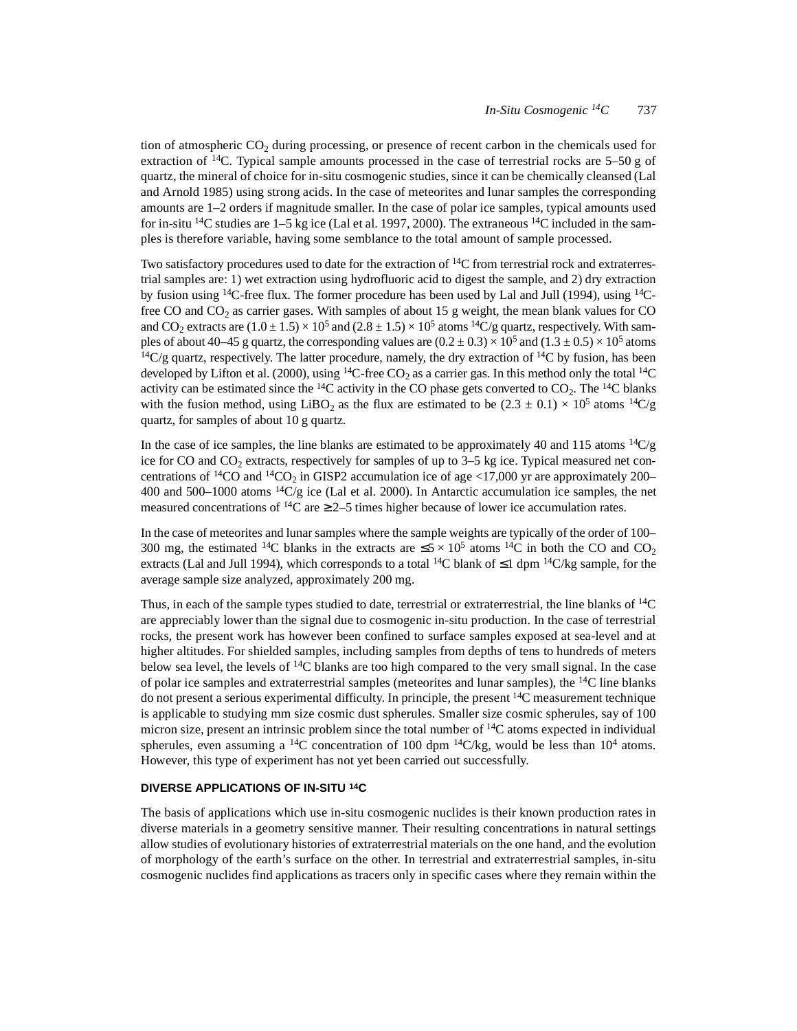tion of atmospheric $CO_2$ during processing, or presence of recent carbon in the chemicals used for extraction of $^{14}C$. Typical sample amounts processed in the case of terrestrial rocks are 5–50 g of quartz, the mineral of choice for in-situ cosmogenic studies, since it can be chemically cleansed (Lal and Arnold 1985) using strong acids. In the case of meteorites and lunar samples the corresponding amounts are 1–2 orders if magnitude smaller. In the case of polar ice samples, typical amounts used for in-situ $^{14}C$ studies are 1–5 kg ice (Lal et al. 1997, 2000). The extraneous $^{14}C$ included in the samples is therefore variable, having some semblance to the total amount of sample processed.

Two satisfactory procedures used to date for the extraction of $^{14}C$ from terrestrial rock and extraterrestrial samples are: 1) wet extraction using hydrofluoric acid to digest the sample, and 2) dry extraction by fusion using $^{14}C$-free flux. The former procedure has been used by Lal and Jull (1994), using $^{14}C$-free CO and $CO_2$ as carrier gases. With samples of about 15 g weight, the mean blank values for CO and $CO_2$ extracts are $(1.0 \pm 1.5) \times 10^5$ and $(2.8 \pm 1.5) \times 10^5$ atoms $^{14}C$/g quartz, respectively. With samples of about 40–45 g quartz, the corresponding values are $(0.2 \pm 0.3) \times 10^5$ and $(1.3 \pm 0.5) \times 10^5$ atoms $^{14}C$/g quartz, respectively. The latter procedure, namely, the dry extraction of $^{14}C$ by fusion, has been developed by Lifton et al. (2000), using $^{14}C$-free $CO_2$ as a carrier gas. In this method only the total $^{14}C$ activity can be estimated since the $^{14}C$ activity in the CO phase gets converted to $CO_2$. The $^{14}C$ blanks with the fusion method, using $LiBO_2$ as the flux are estimated to be $(2.3 \pm 0.1) \times 10^5$ atoms $^{14}C$/g quartz, for samples of about 10 g quartz.

In the case of ice samples, the line blanks are estimated to be approximately 40 and 115 atoms $^{14}C$/g ice for CO and $CO_2$ extracts, respectively for samples of up to 3–5 kg ice. Typical measured net concentrations of $^{14}CO$ and $^{14}CO_2$ in GISP2 accumulation ice of age <17,000 yr are approximately 200–400 and 500–1000 atoms $^{14}C$/g ice (Lal et al. 2000). In Antarctic accumulation ice samples, the net measured concentrations of $^{14}C$ are $\geq$2–5 times higher because of lower ice accumulation rates.

In the case of meteorites and lunar samples where the sample weights are typically of the order of 100–300 mg, the estimated $^{14}C$ blanks in the extracts are $\leq 5 \times 10^5$ atoms $^{14}C$ in both the CO and $CO_2$ extracts (Lal and Jull 1994), which corresponds to a total $^{14}C$ blank of $\leq$1 dpm $^{14}C$/kg sample, for the average sample size analyzed, approximately 200 mg.

Thus, in each of the sample types studied to date, terrestrial or extraterrestrial, the line blanks of $^{14}C$ are appreciably lower than the signal due to cosmogenic in-situ production. In the case of terrestrial rocks, the present work has however been confined to surface samples exposed at sea-level and at higher altitudes. For shielded samples, including samples from depths of tens to hundreds of meters below sea level, the levels of $^{14}C$ blanks are too high compared to the very small signal. In the case of polar ice samples and extraterrestrial samples (meteorites and lunar samples), the $^{14}C$ line blanks do not present a serious experimental difficulty. In principle, the present $^{14}C$ measurement technique is applicable to studying mm size cosmic dust spherules. Smaller size cosmic spherules, say of 100 micron size, present an intrinsic problem since the total number of $^{14}C$ atoms expected in individual spherules, even assuming a $^{14}C$ concentration of 100 dpm $^{14}C$/kg, would be less than $10^4$ atoms. However, this type of experiment has not yet been carried out successfully.

## DIVERSE APPLICATIONS OF IN-SITU $^{14}C$

The basis of applications which use in-situ cosmogenic nuclides is their known production rates in diverse materials in a geometry sensitive manner. Their resulting concentrations in natural settings allow studies of evolutionary histories of extraterrestrial materials on the one hand, and the evolution of morphology of the earth's surface on the other. In terrestrial and extraterrestrial samples, in-situ cosmogenic nuclides find applications as tracers only in specific cases where they remain within the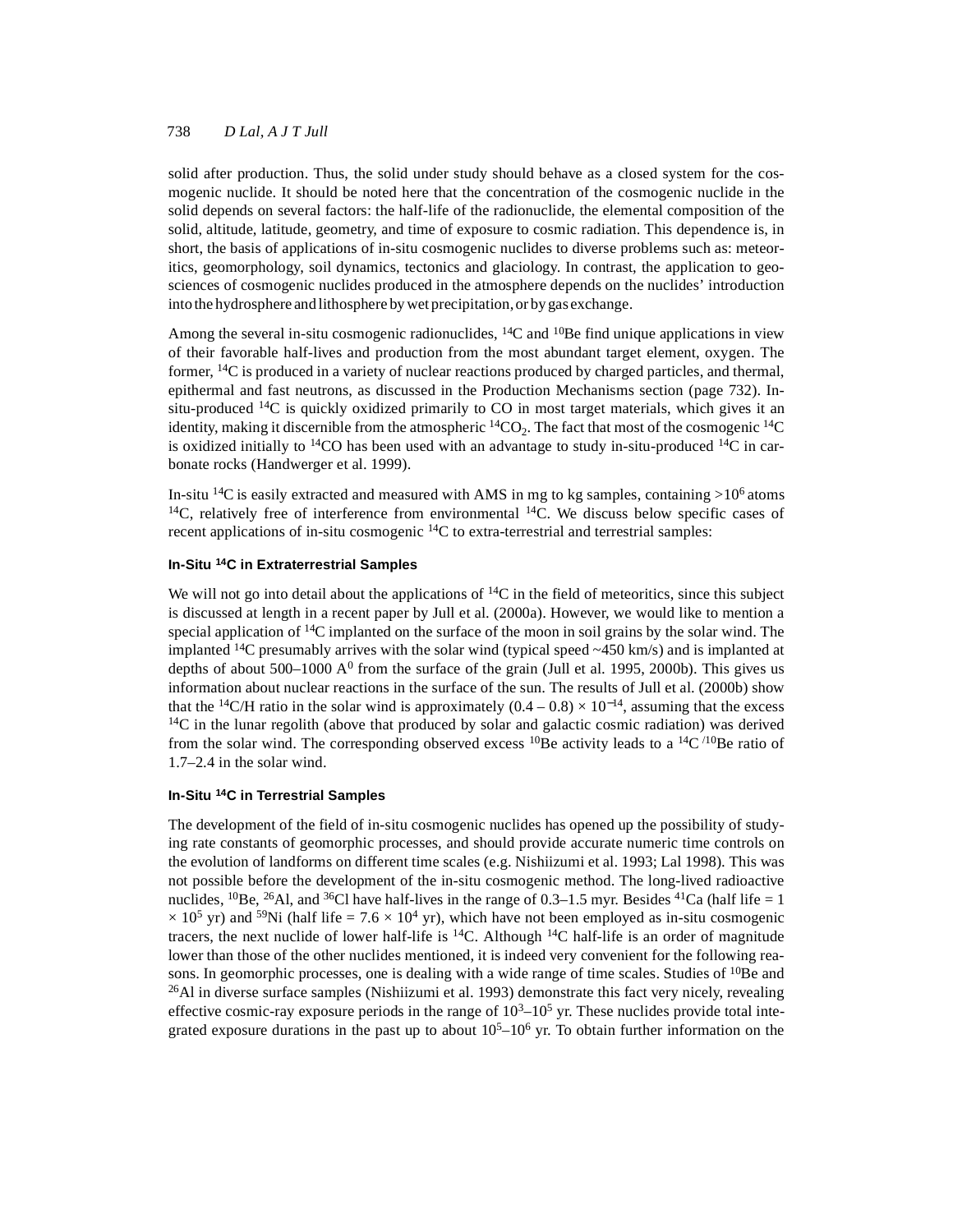solid after production. Thus, the solid under study should behave as a closed system for the cosmogenic nuclide. It should be noted here that the concentration of the cosmogenic nuclide in the solid depends on several factors: the half-life of the radionuclide, the elemental composition of the solid, altitude, latitude, geometry, and time of exposure to cosmic radiation. This dependence is, in short, the basis of applications of in-situ cosmogenic nuclides to diverse problems such as: meteoritics, geomorphology, soil dynamics, tectonics and glaciology. In contrast, the application to geosciences of cosmogenic nuclides produced in the atmosphere depends on the nuclides' introduction into the hydrosphere and lithosphere by wet precipitation, or by gas exchange.

Among the several in-situ cosmogenic radionuclides, $^{14}C$ and $^{10}Be$ find unique applications in view of their favorable half-lives and production from the most abundant target element, oxygen. The former, $^{14}C$ is produced in a variety of nuclear reactions produced by charged particles, and thermal, epithermal and fast neutrons, as discussed in the Production Mechanisms section (page 732). In-situ-produced $^{14}C$ is quickly oxidized primarily to CO in most target materials, which gives it an identity, making it discernible from the atmospheric $^{14}CO_2$. The fact that most of the cosmogenic $^{14}C$ is oxidized initially to $^{14}CO$ has been used with an advantage to study in-situ-produced $^{14}C$ in carbonate rocks (Handwerger et al. 1999).

In-situ $^{14}C$ is easily extracted and measured with AMS in mg to kg samples, containing $>10^6$ atoms $^{14}C$, relatively free of interference from environmental $^{14}C$. We discuss below specific cases of recent applications of in-situ cosmogenic $^{14}C$ to extra-terrestrial and terrestrial samples:

#### In-Situ $^{14}C$ in Extraterrestrial Samples

We will not go into detail about the applications of $^{14}C$ in the field of meteoritics, since this subject is discussed at length in a recent paper by Jull et al. (2000a). However, we would like to mention a special application of $^{14}C$ implanted on the surface of the moon in soil grains by the solar wind. The implanted $^{14}C$ presumably arrives with the solar wind (typical speed ~450 km/s) and is implanted at depths of about 500–1000 $A^0$ from the surface of the grain (Jull et al. 1995, 2000b). This gives us information about nuclear reactions in the surface of the sun. The results of Jull et al. (2000b) show that the $^{14}C/H$ ratio in the solar wind is approximately $(0.4 – 0.8) \times 10^{-14}$, assuming that the excess $^{14}C$ in the lunar regolith (above that produced by solar and galactic cosmic radiation) was derived from the solar wind. The corresponding observed excess $^{10}Be$ activity leads to a $^{14}C/^{10}Be$ ratio of 1.7–2.4 in the solar wind.

#### In-Situ $^{14}C$ in Terrestrial Samples

The development of the field of in-situ cosmogenic nuclides has opened up the possibility of studying rate constants of geomorphic processes, and should provide accurate numeric time controls on the evolution of landforms on different time scales (e.g. Nishiizumi et al. 1993; Lal 1998). This was not possible before the development of the in-situ cosmogenic method. The long-lived radioactive nuclides, $^{10}Be$, $^{26}Al$, and $^{36}Cl$ have half-lives in the range of 0.3–1.5 myr. Besides $^{41}Ca$ (half life = $1 \times 10^5$ yr) and $^{59}Ni$ (half life = $7.6 \times 10^4$ yr), which have not been employed as in-situ cosmogenic tracers, the next nuclide of lower half-life is $^{14}C$. Although $^{14}C$ half-life is an order of magnitude lower than those of the other nuclides mentioned, it is indeed very convenient for the following reasons. In geomorphic processes, one is dealing with a wide range of time scales. Studies of $^{10}Be$ and $^{26}Al$ in diverse surface samples (Nishiizumi et al. 1993) demonstrate this fact very nicely, revealing effective cosmic-ray exposure periods in the range of $10^3$–$10^5$ yr. These nuclides provide total integrated exposure durations in the past up to about $10^5$–$10^6$ yr. To obtain further information on the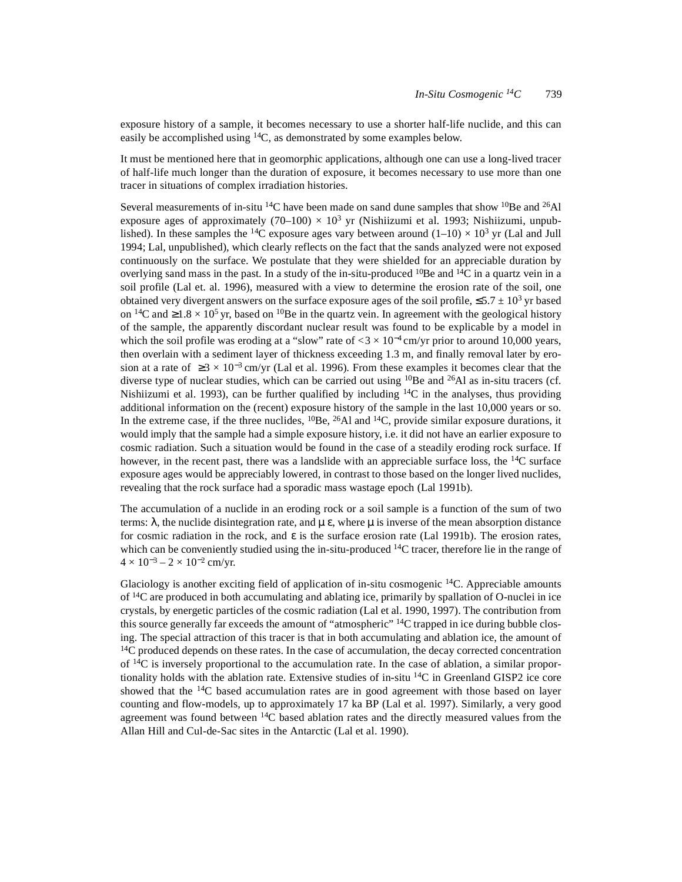exposure history of a sample, it becomes necessary to use a shorter half-life nuclide, and this can easily be accomplished using $^{14}C$, as demonstrated by some examples below.

It must be mentioned here that in geomorphic applications, although one can use a long-lived tracer of half-life much longer than the duration of exposure, it becomes necessary to use more than one tracer in situations of complex irradiation histories.

Several measurements of in-situ $^{14}C$ have been made on sand dune samples that show $^{10}Be$ and $^{26}Al$ exposure ages of approximately $(70–100) \times 10^3$ yr (Nishiizumi et al. 1993; Nishiizumi, unpublished). In these samples the $^{14}C$ exposure ages vary between around $(1–10) \times 10^3$ yr (Lal and Jull 1994; Lal, unpublished), which clearly reflects on the fact that the sands analyzed were not exposed continuously on the surface. We postulate that they were shielded for an appreciable duration by overlying sand mass in the past. In a study of the in-situ-produced $^{10}Be$ and $^{14}C$ in a quartz vein in a soil profile (Lal et. al. 1996), measured with a view to determine the erosion rate of the soil, one obtained very divergent answers on the surface exposure ages of the soil profile, $\leq 5.7 \pm 10^3$ yr based on $^{14}C$ and $\geq 1.8 \times 10^5$ yr, based on $^{10}Be$ in the quartz vein. In agreement with the geological history of the sample, the apparently discordant nuclear result was found to be explicable by a model in which the soil profile was eroding at a "slow" rate of $< 3 \times 10^{-4}$ cm/yr prior to around 10,000 years, then overlain with a sediment layer of thickness exceeding 1.3 m, and finally removal later by erosion at a rate of $\geq 3 \times 10^{-3}$ cm/yr (Lal et al. 1996). From these examples it becomes clear that the diverse type of nuclear studies, which can be carried out using $^{10}Be$ and $^{26}Al$ as in-situ tracers (cf. Nishiizumi et al. 1993), can be further qualified by including $^{14}C$ in the analyses, thus providing additional information on the (recent) exposure history of the sample in the last 10,000 years or so. In the extreme case, if the three nuclides, $^{10}Be$, $^{26}Al$ and $^{14}C$, provide similar exposure durations, it would imply that the sample had a simple exposure history, i.e. it did not have an earlier exposure to cosmic radiation. Such a situation would be found in the case of a steadily eroding rock surface. If however, in the recent past, there was a landslide with an appreciable surface loss, the $^{14}C$ surface exposure ages would be appreciably lowered, in contrast to those based on the longer lived nuclides, revealing that the rock surface had a sporadic mass wastage epoch (Lal 1991b).

The accumulation of a nuclide in an eroding rock or a soil sample is a function of the sum of two terms: $\lambda$, the nuclide disintegration rate, and $\mu\,\varepsilon$, where $\mu$ is inverse of the mean absorption distance for cosmic radiation in the rock, and $\varepsilon$ is the surface erosion rate (Lal 1991b). The erosion rates, which can be conveniently studied using the in-situ-produced $^{14}C$ tracer, therefore lie in the range of $4 \times 10^{-3} – 2 \times 10^{-2}$ cm/yr.

Glaciology is another exciting field of application of in-situ cosmogenic $^{14}C$. Appreciable amounts of $^{14}C$ are produced in both accumulating and ablating ice, primarily by spallation of O-nuclei in ice crystals, by energetic particles of the cosmic radiation (Lal et al. 1990, 1997). The contribution from this source generally far exceeds the amount of "atmospheric" $^{14}C$ trapped in ice during bubble closing. The special attraction of this tracer is that in both accumulating and ablation ice, the amount of $^{14}C$ produced depends on these rates. In the case of accumulation, the decay corrected concentration of $^{14}C$ is inversely proportional to the accumulation rate. In the case of ablation, a similar proportionality holds with the ablation rate. Extensive studies of in-situ $^{14}C$ in Greenland GISP2 ice core showed that the $^{14}C$ based accumulation rates are in good agreement with those based on layer counting and flow-models, up to approximately 17 ka BP (Lal et al. 1997). Similarly, a very good agreement was found between $^{14}C$ based ablation rates and the directly measured values from the Allan Hill and Cul-de-Sac sites in the Antarctic (Lal et al. 1990).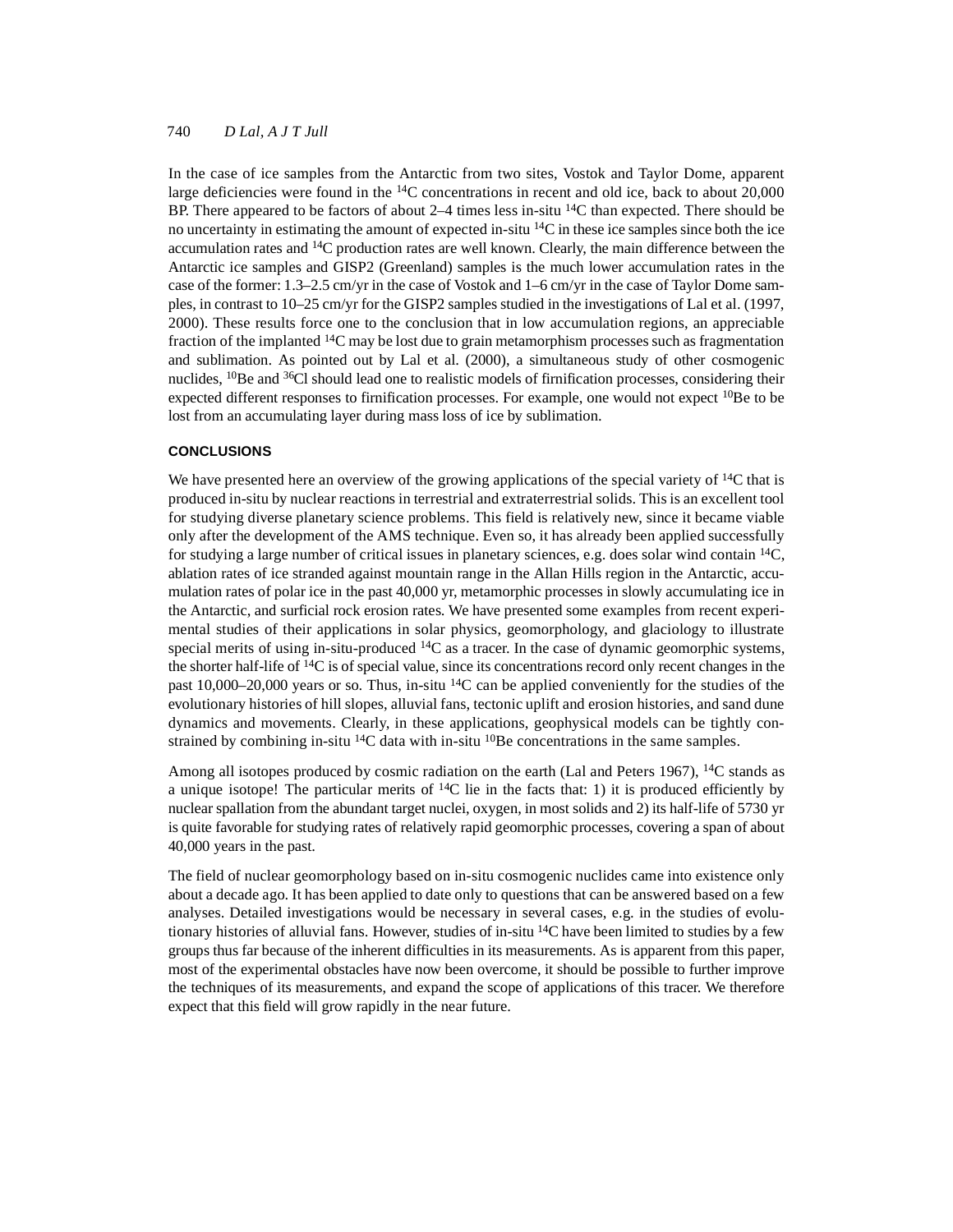In the case of ice samples from the Antarctic from two sites, Vostok and Taylor Dome, apparent large deficiencies were found in the $^{14}C$ concentrations in recent and old ice, back to about 20,000 BP. There appeared to be factors of about 2–4 times less in-situ $^{14}C$ than expected. There should be no uncertainty in estimating the amount of expected in-situ $^{14}C$ in these ice samples since both the ice accumulation rates and $^{14}C$ production rates are well known. Clearly, the main difference between the Antarctic ice samples and GISP2 (Greenland) samples is the much lower accumulation rates in the case of the former: 1.3–2.5 cm/yr in the case of Vostok and 1–6 cm/yr in the case of Taylor Dome samples, in contrast to 10–25 cm/yr for the GISP2 samples studied in the investigations of Lal et al. (1997, 2000). These results force one to the conclusion that in low accumulation regions, an appreciable fraction of the implanted $^{14}C$ may be lost due to grain metamorphism processes such as fragmentation and sublimation. As pointed out by Lal et al. (2000), a simultaneous study of other cosmogenic nuclides, $^{10}Be$ and $^{36}Cl$ should lead one to realistic models of firnification processes, considering their expected different responses to firnification processes. For example, one would not expect $^{10}Be$ to be lost from an accumulating layer during mass loss of ice by sublimation.

## CONCLUSIONS

We have presented here an overview of the growing applications of the special variety of $^{14}C$ that is produced in-situ by nuclear reactions in terrestrial and extraterrestrial solids. This is an excellent tool for studying diverse planetary science problems. This field is relatively new, since it became viable only after the development of the AMS technique. Even so, it has already been applied successfully for studying a large number of critical issues in planetary sciences, e.g. does solar wind contain $^{14}C$, ablation rates of ice stranded against mountain range in the Allan Hills region in the Antarctic, accumulation rates of polar ice in the past 40,000 yr, metamorphic processes in slowly accumulating ice in the Antarctic, and surficial rock erosion rates. We have presented some examples from recent experimental studies of their applications in solar physics, geomorphology, and glaciology to illustrate special merits of using in-situ-produced $^{14}C$ as a tracer. In the case of dynamic geomorphic systems, the shorter half-life of $^{14}C$ is of special value, since its concentrations record only recent changes in the past 10,000–20,000 years or so. Thus, in-situ $^{14}C$ can be applied conveniently for the studies of the evolutionary histories of hill slopes, alluvial fans, tectonic uplift and erosion histories, and sand dune dynamics and movements. Clearly, in these applications, geophysical models can be tightly constrained by combining in-situ $^{14}C$ data with in-situ $^{10}Be$ concentrations in the same samples.

Among all isotopes produced by cosmic radiation on the earth (Lal and Peters 1967), $^{14}C$ stands as a unique isotope! The particular merits of $^{14}C$ lie in the facts that: 1) it is produced efficiently by nuclear spallation from the abundant target nuclei, oxygen, in most solids and 2) its half-life of 5730 yr is quite favorable for studying rates of relatively rapid geomorphic processes, covering a span of about 40,000 years in the past.

The field of nuclear geomorphology based on in-situ cosmogenic nuclides came into existence only about a decade ago. It has been applied to date only to questions that can be answered based on a few analyses. Detailed investigations would be necessary in several cases, e.g. in the studies of evolutionary histories of alluvial fans. However, studies of in-situ $^{14}C$ have been limited to studies by a few groups thus far because of the inherent difficulties in its measurements. As is apparent from this paper, most of the experimental obstacles have now been overcome, it should be possible to further improve the techniques of its measurements, and expand the scope of applications of this tracer. We therefore expect that this field will grow rapidly in the near future.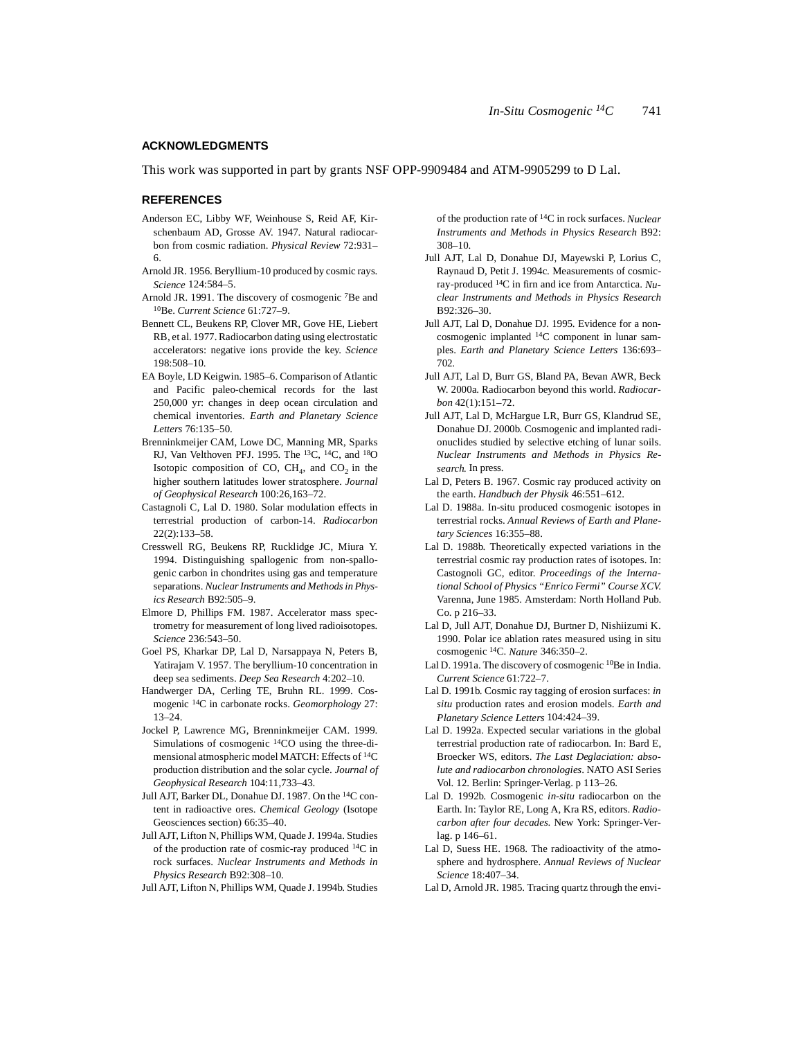## ACKNOWLEDGMENTS

This work was supported in part by grants NSF OPP-9909484 and ATM-9905299 to D Lal.

## REFERENCES

Anderson EC, Libby WF, Weinhouse S, Reid AF, Kirschenbaum AD, Grosse AV. 1947. Natural radiocarbon from cosmic radiation. *Physical Review* 72:931–6.

Arnold JR. 1956. Beryllium-10 produced by cosmic rays. *Science* 124:584–5.

Arnold JR. 1991. The discovery of cosmogenic $^{7}$Be and $^{10}$Be. *Current Science* 61:727–9.

Bennett CL, Beukens RP, Clover MR, Gove HE, Liebert RB, et al. 1977. Radiocarbon dating using electrostatic accelerators: negative ions provide the key. *Science* 198:508–10.

EA Boyle, LD Keigwin. 1985–6. Comparison of Atlantic and Pacific paleo-chemical records for the last 250,000 yr: changes in deep ocean circulation and chemical inventories. *Earth and Planetary Science Letters* 76:135–50.

Brenninkmeijer CAM, Lowe DC, Manning MR, Sparks RJ, Van Velthoven PFJ. 1995. The $^{13}$C, $^{14}$C, and $^{18}$O Isotopic composition of CO, $CH_4$, and $CO_2$ in the higher southern latitudes lower stratosphere. *Journal of Geophysical Research* 100:26,163–72.

Castagnoli C, Lal D. 1980. Solar modulation effects in terrestrial production of carbon-14. *Radiocarbon* 22(2):133–58.

Cresswell RG, Beukens RP, Rucklidge JC, Miura Y. 1994. Distinguishing spallogenic from non-spallogenic carbon in chondrites using gas and temperature separations. *Nuclear Instruments and Methods in Physics Research* B92:505–9.

Elmore D, Phillips FM. 1987. Accelerator mass spectrometry for measurement of long lived radioisotopes. *Science* 236:543–50.

Goel PS, Kharkar DP, Lal D, Narsappaya N, Peters B, Yatirajam V. 1957. The beryllium-10 concentration in deep sea sediments. *Deep Sea Research* 4:202–10.

Handwerger DA, Cerling TE, Bruhn RL. 1999. Cosmogenic $^{14}$C in carbonate rocks. *Geomorphology* 27:13–24.

Jockel P, Lawrence MG, Brenninkmeijer CAM. 1999. Simulations of cosmogenic $^{14}$CO using the three-dimensional atmospheric model MATCH: Effects of $^{14}$C production distribution and the solar cycle. *Journal of Geophysical Research* 104:11,733–43.

Jull AJT, Barker DL, Donahue DJ. 1987. On the $^{14}$C content in radioactive ores. *Chemical Geology* (Isotope Geosciences section) 66:35–40.

Jull AJT, Lifton N, Phillips WM, Quade J. 1994a. Studies of the production rate of cosmic-ray produced $^{14}$C in rock surfaces. *Nuclear Instruments and Methods in Physics Research* B92:308–10.

Jull AJT, Lifton N, Phillips WM, Quade J. 1994b. Studies of the production rate of $^{14}$C in rock surfaces. *Nuclear Instruments and Methods in Physics Research* B92:308–10.

Jull AJT, Lal D, Donahue DJ, Mayewski P, Lorius C, Raynaud D, Petit J. 1994c. Measurements of cosmic-ray-produced $^{14}$C in firn and ice from Antarctica. *Nuclear Instruments and Methods in Physics Research* B92:326–30.

Jull AJT, Lal D, Donahue DJ. 1995. Evidence for a non-cosmogenic implanted $^{14}$C component in lunar samples. *Earth and Planetary Science Letters* 136:693–702.

Jull AJT, Lal D, Burr GS, Bland PA, Bevan AWR, Beck W. 2000a. Radiocarbon beyond this world. *Radiocarbon* 42(1):151–72.

Jull AJT, Lal D, McHargue LR, Burr GS, Klandrud SE, Donahue DJ. 2000b. Cosmogenic and implanted radionuclides studied by selective etching of lunar soils. *Nuclear Instruments and Methods in Physics Research*. In press.

Lal D, Peters B. 1967. Cosmic ray produced activity on the earth. *Handbuch der Physik* 46:551–612.

Lal D. 1988a. In-situ produced cosmogenic isotopes in terrestrial rocks. *Annual Reviews of Earth and Planetary Sciences* 16:355–88.

Lal D. 1988b. Theoretically expected variations in the terrestrial cosmic ray production rates of isotopes. In: Castognoli GC, editor. *Proceedings of the International School of Physics "Enrico Fermi" Course XCV.* Varenna, June 1985. Amsterdam: North Holland Pub. Co. p 216–33.

Lal D, Jull AJT, Donahue DJ, Burtner D, Nishiizumi K. 1990. Polar ice ablation rates measured using in situ cosmogenic $^{14}$C. *Nature* 346:350–2.

Lal D. 1991a. The discovery of cosmogenic $^{10}$Be in India. *Current Science* 61:722–7.

Lal D. 1991b. Cosmic ray tagging of erosion surfaces: *in situ* production rates and erosion models. *Earth and Planetary Science Letters* 104:424–39.

Lal D. 1992a. Expected secular variations in the global terrestrial production rate of radiocarbon. In: Bard E, Broecker WS, editors. *The Last Deglaciation: absolute and radiocarbon chronologies*. NATO ASI Series Vol. 12. Berlin: Springer-Verlag. p 113–26.

Lal D. 1992b. Cosmogenic *in-situ* radiocarbon on the Earth. In: Taylor RE, Long A, Kra RS, editors. *Radiocarbon after four decades.* New York: Springer-Verlag. p 146–61.

Lal D, Suess HE. 1968. The radioactivity of the atmosphere and hydrosphere. *Annual Reviews of Nuclear Science* 18:407–34.

Lal D, Arnold JR. 1985. Tracing quartz through the envi-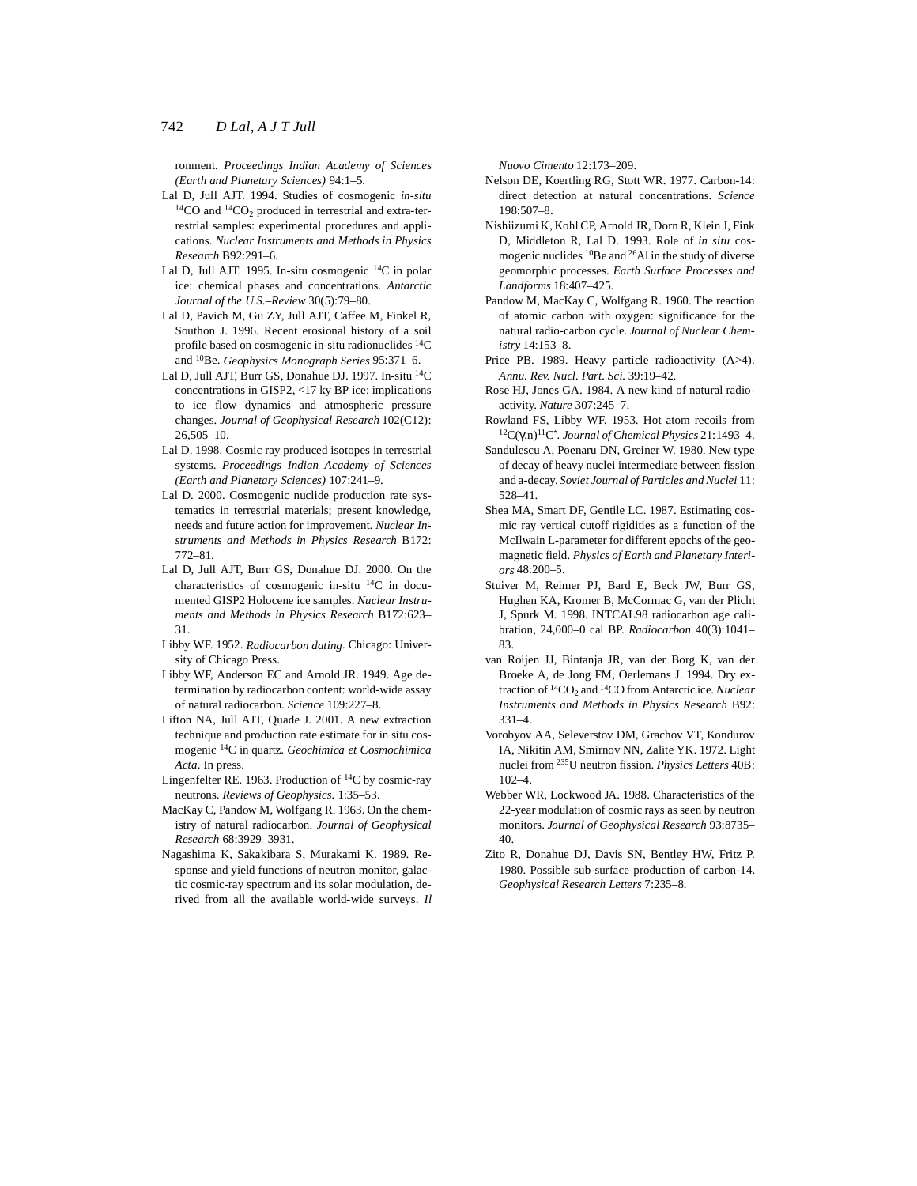ronment. *Proceedings Indian Academy of Sciences (Earth and Planetary Sciences)* 94:1–5.

Lal D, Jull AJT. 1994. Studies of cosmogenic *in-situ* $^{14}CO$ and $^{14}CO_2$ produced in terrestrial and extra-terrestrial samples: experimental procedures and applications. *Nuclear Instruments and Methods in Physics Research* B92:291–6.

Lal D, Jull AJT. 1995. In-situ cosmogenic $^{14}C$ in polar ice: chemical phases and concentrations. *Antarctic Journal of the U.S.–Review* 30(5):79–80.

Lal D, Pavich M, Gu ZY, Jull AJT, Caffee M, Finkel R, Southon J. 1996. Recent erosional history of a soil profile based on cosmogenic in-situ radionuclides $^{14}C$ and $^{10}Be$. *Geophysics Monograph Series* 95:371–6.

Lal D, Jull AJT, Burr GS, Donahue DJ. 1997. In-situ $^{14}C$ concentrations in GISP2, <17 ky BP ice; implications to ice flow dynamics and atmospheric pressure changes. *Journal of Geophysical Research* 102(C12): 26,505–10.

Lal D. 1998. Cosmic ray produced isotopes in terrestrial systems. *Proceedings Indian Academy of Sciences (Earth and Planetary Sciences)* 107:241–9.

Lal D. 2000. Cosmogenic nuclide production rate systematics in terrestrial materials; present knowledge, needs and future action for improvement. *Nuclear Instruments and Methods in Physics Research* B172: 772–81.

Lal D, Jull AJT, Burr GS, Donahue DJ. 2000. On the characteristics of cosmogenic in-situ $^{14}C$ in documented GISP2 Holocene ice samples. *Nuclear Instruments and Methods in Physics Research* B172:623–31.

Libby WF. 1952. *Radiocarbon dating*. Chicago: University of Chicago Press.

Libby WF, Anderson EC and Arnold JR. 1949. Age determination by radiocarbon content: world-wide assay of natural radiocarbon. *Science* 109:227–8.

Lifton NA, Jull AJT, Quade J. 2001. A new extraction technique and production rate estimate for in situ cosmogenic $^{14}C$ in quartz. *Geochimica et Cosmochimica Acta*. In press.

Lingenfelter RE. 1963. Production of $^{14}C$ by cosmic-ray neutrons. *Reviews of Geophysics.* 1:35–53.

MacKay C, Pandow M, Wolfgang R. 1963. On the chemistry of natural radiocarbon. *Journal of Geophysical Research* 68:3929–3931.

Nagashima K, Sakakibara S, Murakami K. 1989. Response and yield functions of neutron monitor, galactic cosmic-ray spectrum and its solar modulation, derived from all the available world-wide surveys. *Il Nuovo Cimento* 12:173–209.

Nelson DE, Koertling RG, Stott WR. 1977. Carbon-14: direct detection at natural concentrations. *Science* 198:507–8.

Nishiizumi K, Kohl CP, Arnold JR, Dorn R, Klein J, Fink D, Middleton R, Lal D. 1993. Role of *in situ* cosmogenic nuclides $^{10}Be$ and $^{26}Al$ in the study of diverse geomorphic processes. *Earth Surface Processes and Landforms* 18:407–425.

Pandow M, MacKay C, Wolfgang R. 1960. The reaction of atomic carbon with oxygen: significance for the natural radio-carbon cycle. *Journal of Nuclear Chemistry* 14:153–8.

Price PB. 1989. Heavy particle radioactivity (A>4). *Annu. Rev. Nucl. Part. Sci.* 39:19–42.

Rose HJ, Jones GA. 1984. A new kind of natural radioactivity. *Nature* 307:245–7.

Rowland FS, Libby WF. 1953. Hot atom recoils from $^{12}C(\gamma,n)^{11}C^*$. *Journal of Chemical Physics* 21:1493–4.

Sandulescu A, Poenaru DN, Greiner W. 1980. New type of decay of heavy nuclei intermediate between fission and a-decay. *Soviet Journal of Particles and Nuclei* 11: 528–41.

Shea MA, Smart DF, Gentile LC. 1987. Estimating cosmic ray vertical cutoff rigidities as a function of the McIlwain L-parameter for different epochs of the geomagnetic field. *Physics of Earth and Planetary Interiors* 48:200–5.

Stuiver M, Reimer PJ, Bard E, Beck JW, Burr GS, Hughen KA, Kromer B, McCormac G, van der Plicht J, Spurk M. 1998. INTCAL98 radiocarbon age calibration, 24,000–0 cal BP. *Radiocarbon* 40(3):1041–83.

van Roijen JJ, Bintanja JR, van der Borg K, van der Broeke A, de Jong FM, Oerlemans J. 1994. Dry extraction of $^{14}CO_2$ and $^{14}CO$ from Antarctic ice. *Nuclear Instruments and Methods in Physics Research* B92: 331–4.

Vorobyov AA, Seleverstov DM, Grachov VT, Kondurov IA, Nikitin AM, Smirnov NN, Zalite YK. 1972. Light nuclei from $^{235}U$ neutron fission. *Physics Letters* 40B: 102–4.

Webber WR, Lockwood JA. 1988. Characteristics of the 22-year modulation of cosmic rays as seen by neutron monitors. *Journal of Geophysical Research* 93:8735–40.

Zito R, Donahue DJ, Davis SN, Bentley HW, Fritz P. 1980. Possible sub-surface production of carbon-14. *Geophysical Research Letters* 7:235–8.